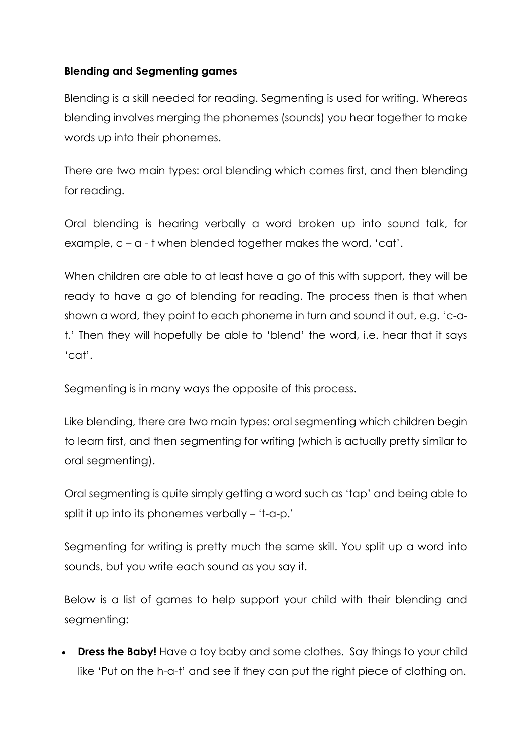**Blending and Segmenting games**

Blending is a skill needed for reading. Segmenting is used for writing. Whereas blending involves merging the phonemes (sounds) you hear together to make words up into their phonemes.

There are two main types: oral blending which comes first, and then blending for reading.

Oral blending is hearing verbally a word broken up into sound talk, for example, c – a - t when blended together makes the word, 'cat'.

When children are able to at least have a go of this with support, they will be ready to have a go of blending for reading. The process then is that when shown a word, they point to each phoneme in turn and sound it out, e.g. 'c-a-t.' Then they will hopefully be able to 'blend' the word, i.e. hear that it says 'cat'.

Segmenting is in many ways the opposite of this process.

Like blending, there are two main types: oral segmenting which children begin to learn first, and then segmenting for writing (which is actually pretty similar to oral segmenting).

Oral segmenting is quite simply getting a word such as 'tap' and being able to split it up into its phonemes verbally – 't-a-p.'

Segmenting for writing is pretty much the same skill. You split up a word into sounds, but you write each sound as you say it.

Below is a list of games to help support your child with their blending and segmenting:

- **Dress the Baby!** Have a toy baby and some clothes. Say things to your child like 'Put on the h-a-t' and see if they can put the right piece of clothing on.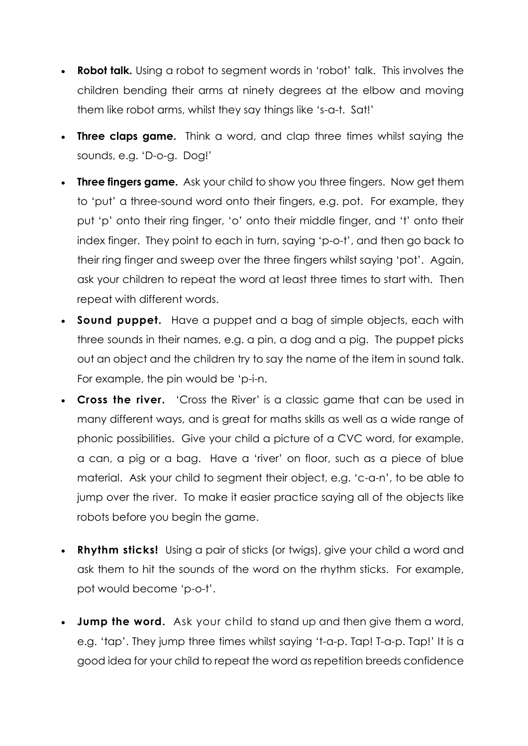- **Robot talk.** Using a robot to segment words in 'robot' talk. This involves the children bending their arms at ninety degrees at the elbow and moving them like robot arms, whilst they say things like 's-a-t. Sat!'
- **Three claps game.** Think a word, and clap three times whilst saying the sounds, e.g. 'D-o-g. Dog!'
- **Three fingers game.** Ask your child to show you three fingers. Now get them to 'put' a three-sound word onto their fingers, e.g. pot. For example, they put 'p' onto their ring finger, 'o' onto their middle finger, and 't' onto their index finger. They point to each in turn, saying 'p-o-t', and then go back to their ring finger and sweep over the three fingers whilst saying 'pot'. Again, ask your children to repeat the word at least three times to start with. Then repeat with different words.
- **Sound puppet.** Have a puppet and a bag of simple objects, each with three sounds in their names, e.g. a pin, a dog and a pig. The puppet picks out an object and the children try to say the name of the item in sound talk. For example, the pin would be 'p-i-n.
- **Cross the river.** 'Cross the River' is a classic game that can be used in many different ways, and is great for maths skills as well as a wide range of phonic possibilities. Give your child a picture of a CVC word, for example, a can, a pig or a bag. Have a 'river' on floor, such as a piece of blue material. Ask your child to segment their object, e.g. 'c-a-n', to be able to jump over the river. To make it easier practice saying all of the objects like robots before you begin the game.
- **Rhythm sticks!** Using a pair of sticks (or twigs), give your child a word and ask them to hit the sounds of the word on the rhythm sticks. For example, pot would become 'p-o-t'.
- **Jump the word.** Ask your child to stand up and then give them a word, e.g. 'tap'. They jump three times whilst saying 't-a-p. Tap! T-a-p. Tap!' It is a good idea for your child to repeat the word as repetition breeds confidence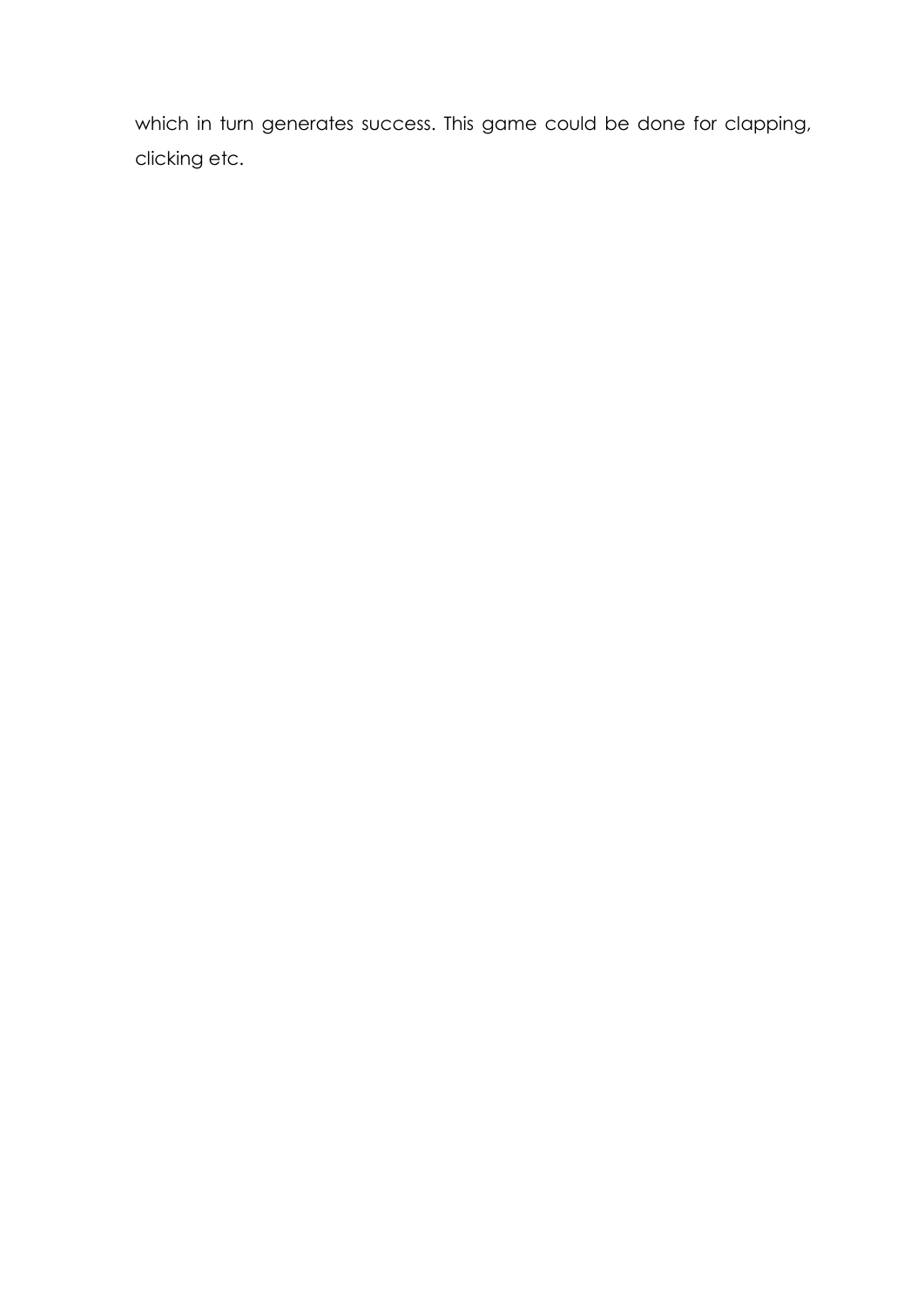which in turn generates success. This game could be done for clapping, clicking etc.